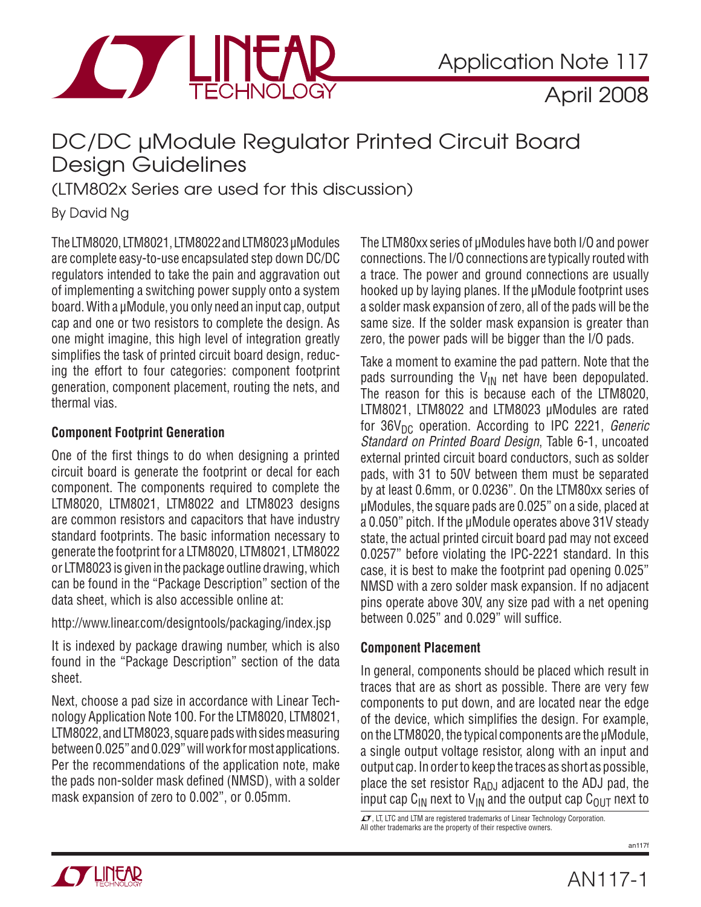Application Note 117

April 2008

# DC/DC µModule Regulator Printed Circuit Board Design Guidelines

(LTM802x Series are used for this discussion)

By David Ng

The LTM8020, LTM8021, LTM8022 and LTM8023 µModules are complete easy-to-use encapsulated step down DC/DC regulators intended to take the pain and aggravation out of implementing a switching power supply onto a system board. With a µModule, you only need an input cap, output cap and one or two resistors to complete the design. As one might imagine, this high level of integration greatly simplifies the task of printed circuit board design, reducing the effort to four categories: component footprint generation, component placement, routing the nets, and thermal vias.

### Component Footprint Generation

One of the first things to do when designing a printed circuit board is generate the footprint or decal for each component. The components required to complete the LTM8020, LTM8021, LTM8022 and LTM8023 designs are common resistors and capacitors that have industry standard footprints. The basic information necessary to generate the footprint for a LTM8020, LTM8021, LTM8022 or LTM8023 is given in the package outline drawing, which can be found in the "Package Description" section of the data sheet, which is also accessible online at:

http://www.linear.com/designtools/packaging/index.jsp

It is indexed by package drawing number, which is also found in the "Package Description" section of the data sheet.

Next, choose a pad size in accordance with Linear Technology Application Note 100. For the LTM8020, LTM8021, LTM8022, and LTM8023, square pads with sides measuring between 0.025" and 0.029" will work for most applications. Per the recommendations of the application note, make the pads non-solder mask defined (NMSD), with a solder mask expansion of zero to 0.002", or 0.05mm.

The LTM80xx series of µModules have both I/O and power connections. The I/O connections are typically routed with a trace. The power and ground connections are usually hooked up by laying planes. If the µModule footprint uses a solder mask expansion of zero, all of the pads will be the same size. If the solder mask expansion is greater than zero, the power pads will be bigger than the I/O pads.

Take a moment to examine the pad pattern. Note that the pads surrounding the $V_{IN}$ net have been depopulated. The reason for this is because each of the LTM8020, LTM8021, LTM8022 and LTM8023 µModules are rated for $36V_{DC}$ operation. According to IPC 2221, *Generic Standard on Printed Board Design*, Table 6-1, uncoated external printed circuit board conductors, such as solder pads, with 31 to 50V between them must be separated by at least 0.6mm, or 0.0236". On the LTM80xx series of µModules, the square pads are 0.025" on a side, placed at a 0.050" pitch. If the µModule operates above 31V steady state, the actual printed circuit board pad may not exceed 0.0257" before violating the IPC-2221 standard. In this case, it is best to make the footprint pad opening 0.025" NMSD with a zero solder mask expansion. If no adjacent pins operate above 30V, any size pad with a net opening between 0.025" and 0.029" will suffice.

### Component Placement

In general, components should be placed which result in traces that are as short as possible. There are very few components to put down, and are located near the edge of the device, which simplifies the design. For example, on the LTM8020, the typical components are the µModule, a single output voltage resistor, along with an input and output cap. In order to keep the traces as short as possible, place the set resistor $R_{ADJ}$ adjacent to the ADJ pad, the input cap $C_{IN}$ next to $V_{IN}$ and the output cap $C_{OUT}$ next to

LT, LTC and LTM are registered trademarks of Linear Technology Corporation. All other trademarks are the property of their respective owners.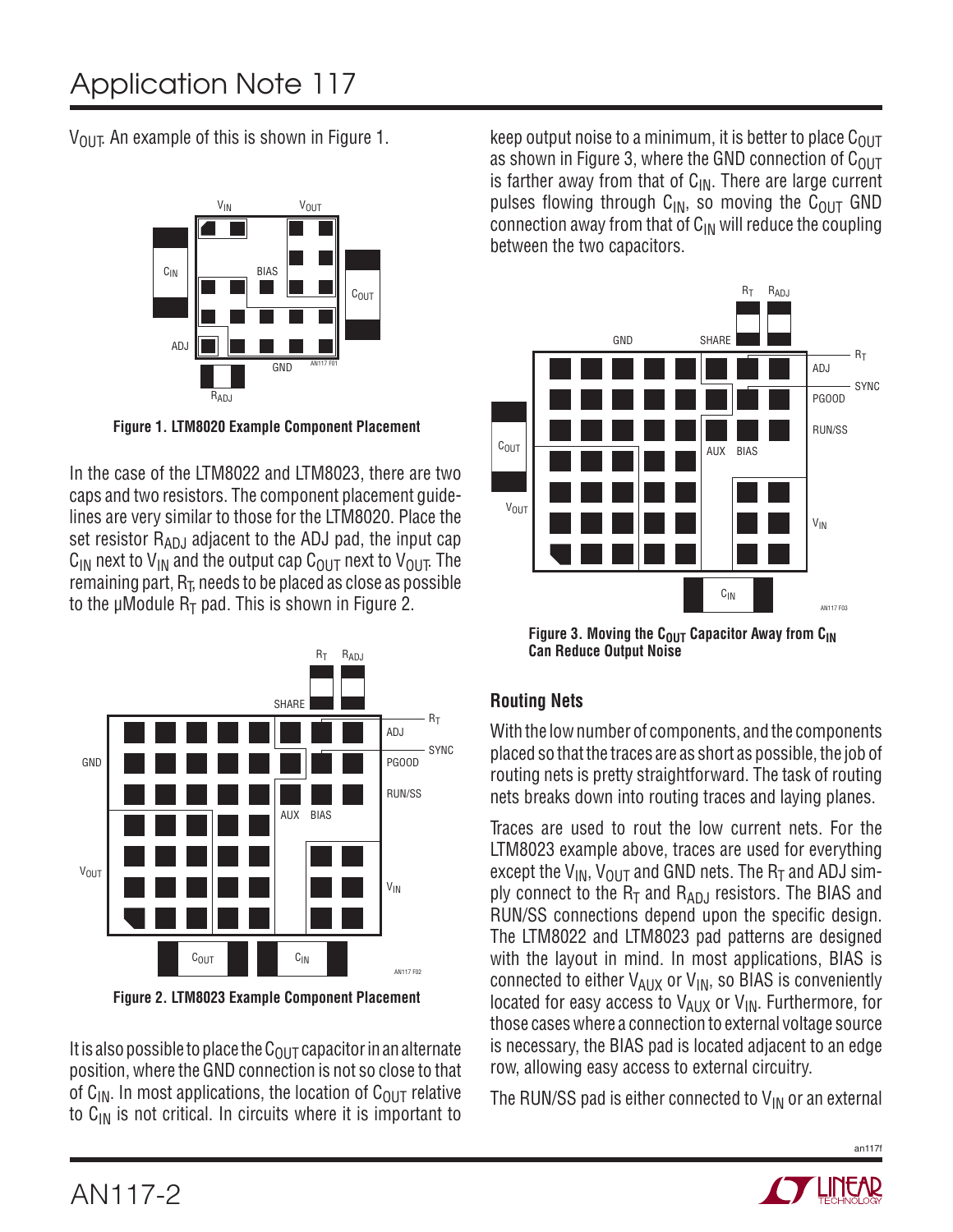$V_{OUT}$. An example of this is shown in Figure 1.

Figure 1. LTM8020 Example Component Placement

In the case of the LTM8022 and LTM8023, there are two caps and two resistors. The component placement guidelines are very similar to those for the LTM8020. Place the set resistor $R_{ADJ}$ adjacent to the ADJ pad, the input cap $C_{IN}$ next to $V_{IN}$ and the output cap $C_{OUT}$ next to $V_{OUT}$. The remaining part, $R_T$, needs to be placed as close as possible to the µModule $R_T$ pad. This is shown in Figure 2.

Figure 2. LTM8023 Example Component Placement

It is also possible to place the $C_{OUT}$ capacitor in an alternate position, where the GND connection is not so close to that of $C_{IN}$. In most applications, the location of $C_{OUT}$ relative to $C_{IN}$ is not critical. In circuits where it is important to keep output noise to a minimum, it is better to place $C_{OUT}$ as shown in Figure 3, where the GND connection of $C_{OUT}$ is farther away from that of $C_{IN}$. There are large current pulses flowing through $C_{IN}$, so moving the $C_{OUT}$ GND connection away from that of $C_{IN}$ will reduce the coupling between the two capacitors.

Figure 3. Moving the $C_{OUT}$ Capacitor Away from $C_{IN}$ Can Reduce Output Noise

## Routing Nets

With the low number of components, and the components placed so that the traces are as short as possible, the job of routing nets is pretty straightforward. The task of routing nets breaks down into routing traces and laying planes.

Traces are used to rout the low current nets. For the LTM8023 example above, traces are used for everything except the $V_{IN}$, $V_{OUT}$ and GND nets. The $R_T$ and ADJ simply connect to the $R_T$ and $R_{ADJ}$ resistors. The BIAS and RUN/SS connections depend upon the specific design. The LTM8022 and LTM8023 pad patterns are designed with the layout in mind. In most applications, BIAS is connected to either $V_{AUX}$ or $V_{IN}$, so BIAS is conveniently located for easy access to $V_{AUX}$ or $V_{IN}$. Furthermore, for those cases where a connection to external voltage source is necessary, the BIAS pad is located adjacent to an edge row, allowing easy access to external circuitry.

The RUN/SS pad is either connected to $V_{IN}$ or an external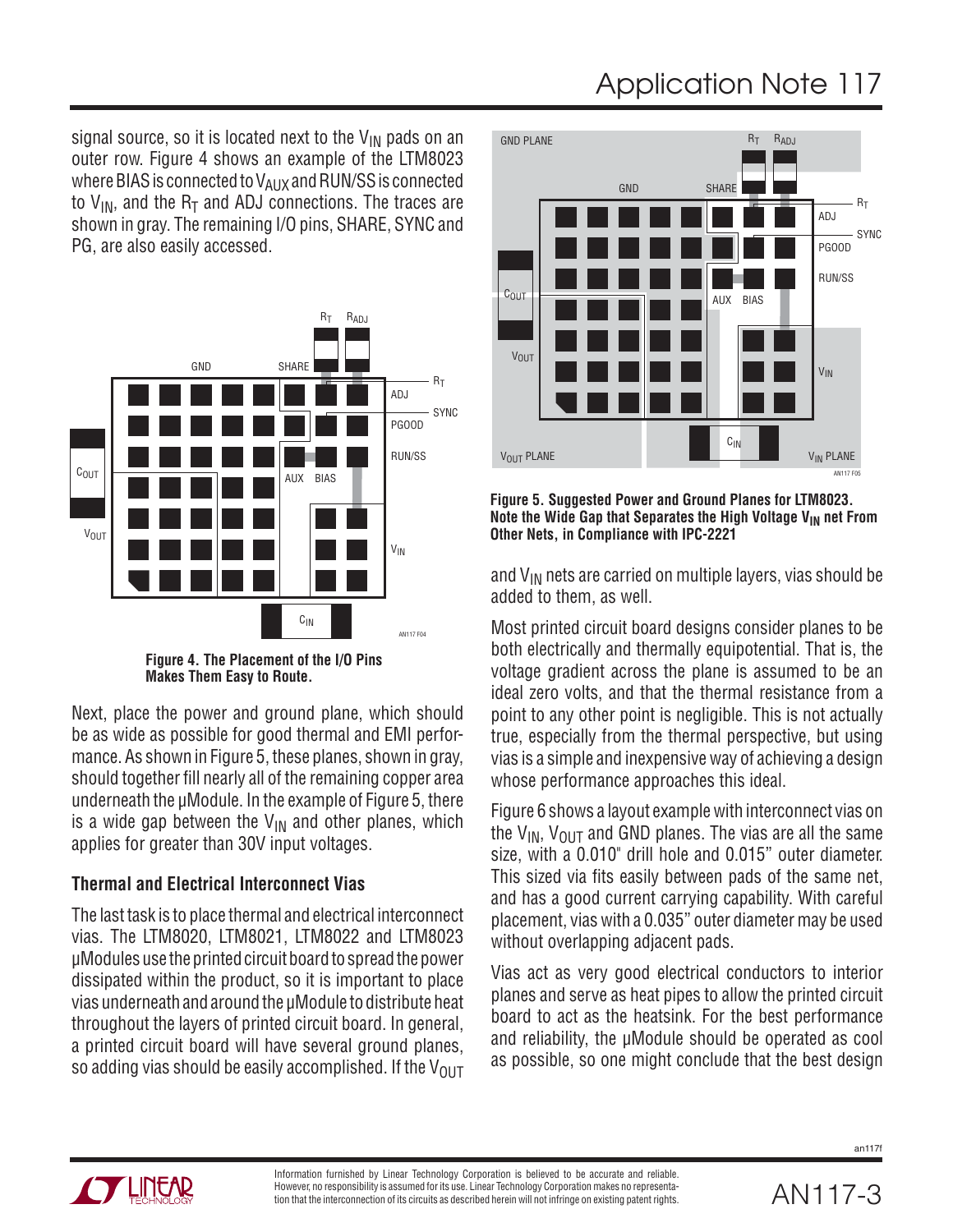signal source, so it is located next to the $V_{IN}$ pads on an outer row. Figure 4 shows an example of the LTM8023 where BIAS is connected to $V_{AUX}$ and RUN/SS is connected to $V_{IN}$, and the $R_T$ and ADJ connections. The traces are shown in gray. The remaining I/O pins, SHARE, SYNC and PG, are also easily accessed.

**Figure 4. The Placement of the I/O Pins Makes Them Easy to Route.**

Next, place the power and ground plane, which should be as wide as possible for good thermal and EMI performance. As shown in Figure 5, these planes, shown in gray, should together fill nearly all of the remaining copper area underneath the µModule. In the example of Figure 5, there is a wide gap between the $V_{IN}$ and other planes, which applies for greater than 30V input voltages.

### Thermal and Electrical Interconnect Vias

The last task is to place thermal and electrical interconnect vias. The LTM8020, LTM8021, LTM8022 and LTM8023 µModules use the printed circuit board to spread the power dissipated within the product, so it is important to place vias underneath and around the µModule to distribute heat throughout the layers of printed circuit board. In general, a printed circuit board will have several ground planes, so adding vias should be easily accomplished. If the $V_{OUT}$ and $V_{IN}$ nets are carried on multiple layers, vias should be added to them, as well.

**Figure 5. Suggested Power and Ground Planes for LTM8023. Note the Wide Gap that Separates the High Voltage $V_{IN}$ net From Other Nets, in Compliance with IPC-2221**

Most printed circuit board designs consider planes to be both electrically and thermally equipotential. That is, the voltage gradient across the plane is assumed to be an ideal zero volts, and that the thermal resistance from a point to any other point is negligible. This is not actually true, especially from the thermal perspective, but using vias is a simple and inexpensive way of achieving a design whose performance approaches this ideal.

Figure 6 shows a layout example with interconnect vias on the $V_{IN}$, $V_{OUT}$ and GND planes. The vias are all the same size, with a 0.010" drill hole and 0.015" outer diameter. This sized via fits easily between pads of the same net, and has a good current carrying capability. With careful placement, vias with a 0.035" outer diameter may be used without overlapping adjacent pads.

Vias act as very good electrical conductors to interior planes and serve as heat pipes to allow the printed circuit board to act as the heatsink. For the best performance and reliability, the µModule should be operated as cool as possible, so one might conclude that the best design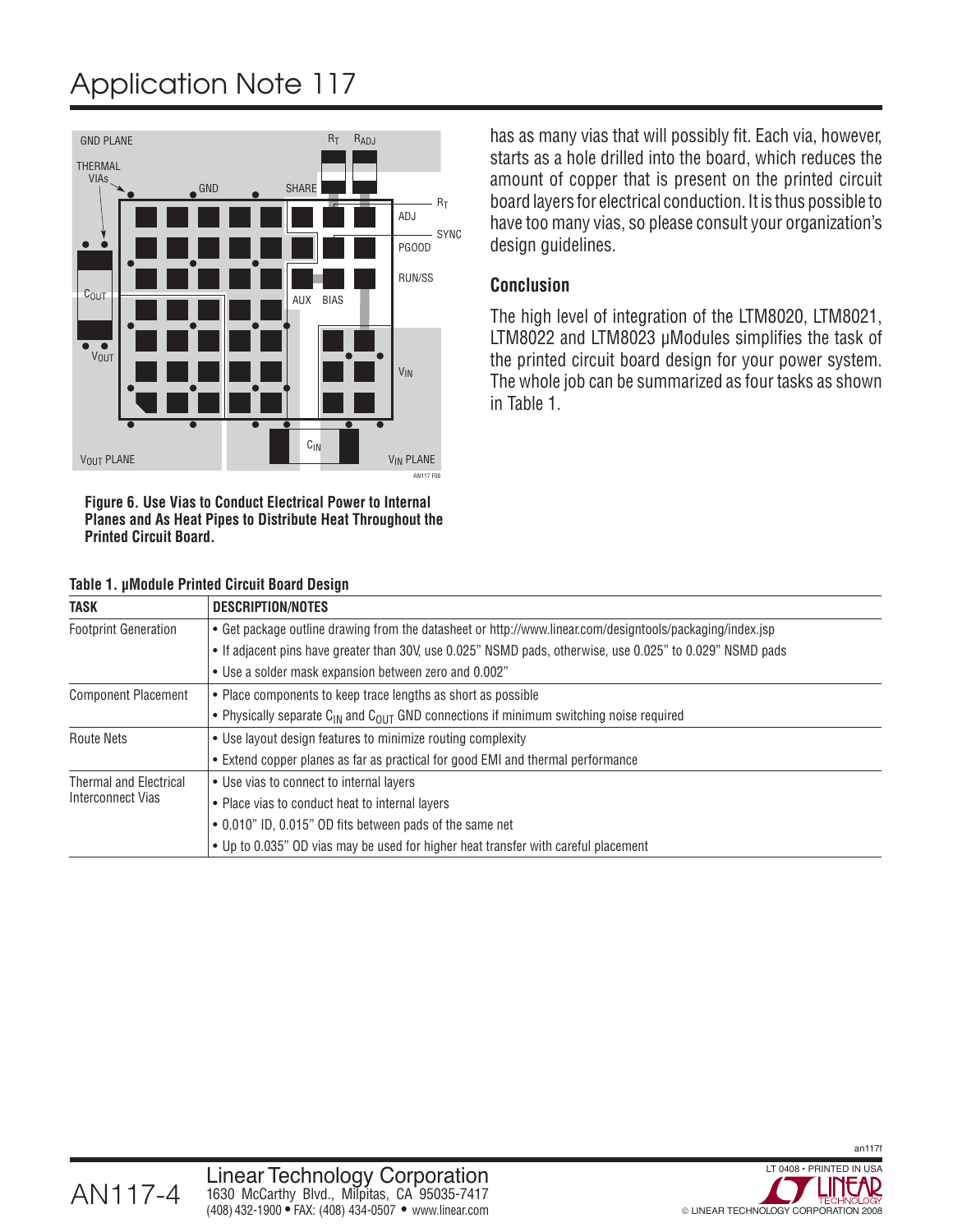GND PLANE
THERMAL VIAs
GND
SHARE
$R_T$
$R_{ADJ}$
$R_T$
ADJ
SYNC
PGOOD
RUN/SS
AUX
BIAS
$C_{OUT}$
$V_{OUT}$
$V_{IN}$
$C_{IN}$
$V_{OUT}$ PLANE
$V_{IN}$ PLANE
AN117 F06

**Figure 6. Use Vias to Conduct Electrical Power to Internal Planes and As Heat Pipes to Distribute Heat Throughout the Printed Circuit Board.**

has as many vias that will possibly fit. Each via, however, starts as a hole drilled into the board, which reduces the amount of copper that is present on the printed circuit board layers for electrical conduction. It is thus possible to have too many vias, so please consult your organization's design guidelines.

## Conclusion

The high level of integration of the LTM8020, LTM8021, LTM8022 and LTM8023 µModules simplifies the task of the printed circuit board design for your power system. The whole job can be summarized as four tasks as shown in Table 1.

**Table 1. µModule Printed Circuit Board Design**

| TASK | DESCRIPTION/NOTES |
|---|---|
| Footprint Generation | • Get package outline drawing from the datasheet or http://www.linear.com/designtools/packaging/index.jsp |
| | • If adjacent pins have greater than 30V, use 0.025" NSMD pads, otherwise, use 0.025" to 0.029" NSMD pads |
| | • Use a solder mask expansion between zero and 0.002" |
| Component Placement | • Place components to keep trace lengths as short as possible |
| | • Physically separate $C_{IN}$ and $C_{OUT}$ GND connections if minimum switching noise required |
| Route Nets | • Use layout design features to minimize routing complexity |
| | • Extend copper planes as far as practical for good EMI and thermal performance |
| Thermal and Electrical Interconnect Vias | • Use vias to connect to internal layers |
| | • Place vias to conduct heat to internal layers |
| | • 0.010" ID, 0.015" OD fits between pads of the same net |
| | • Up to 0.035" OD vias may be used for higher heat transfer with careful placement |